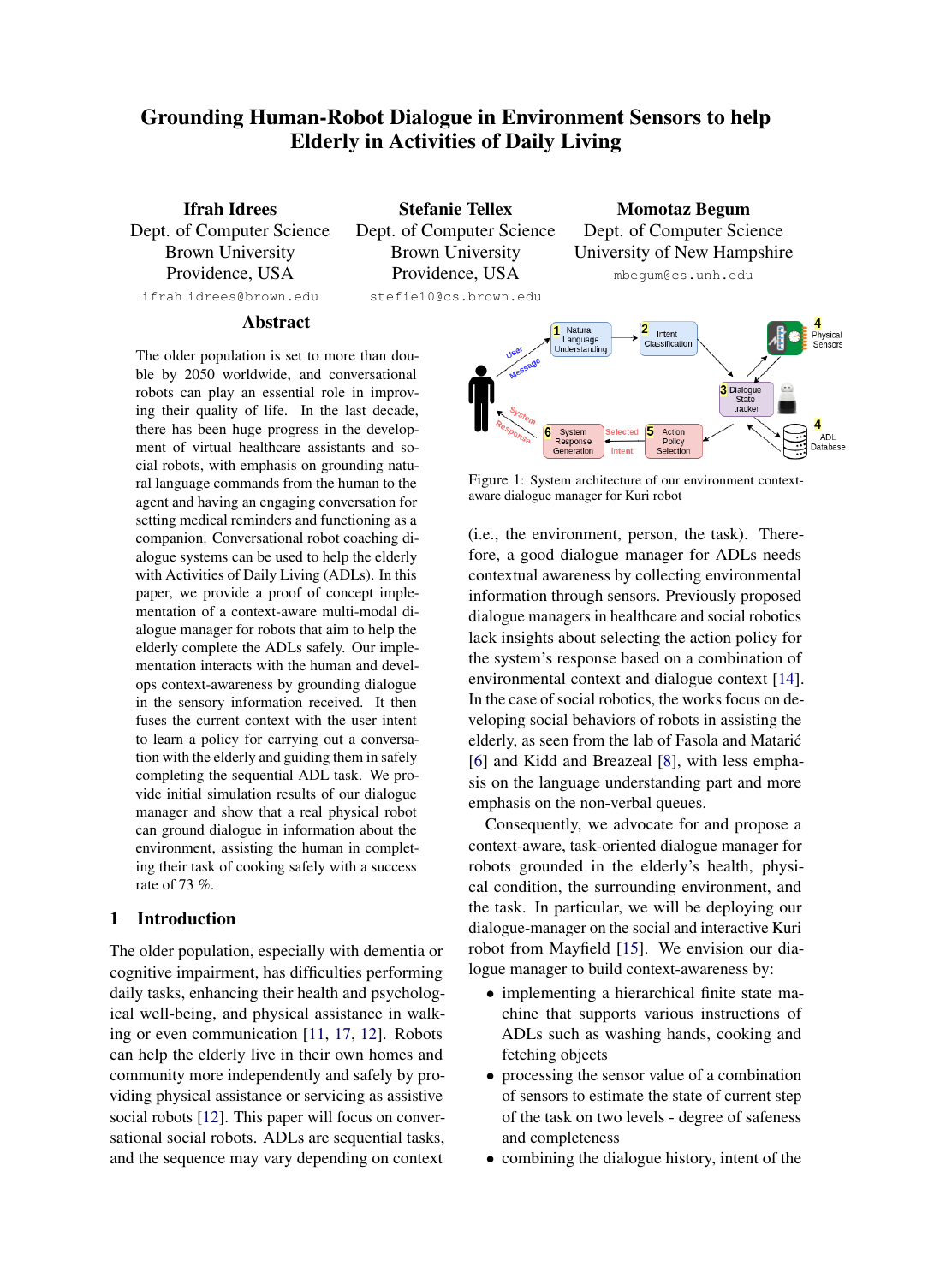# Grounding Human-Robot Dialogue in Environment Sensors to help Elderly in Activities of Daily Living

**Ifrah Idrees**
Dept. of Computer Science
Brown University
Providence, USA
ifrah_idrees@brown.edu

**Stefanie Tellex**
Dept. of Computer Science
Brown University
Providence, USA
stefie10@cs.brown.edu

**Momotaz Begum**
Dept. of Computer Science
University of New Hampshire
mbegum@cs.unh.edu

## Abstract

The older population is set to more than double by 2050 worldwide, and conversational robots can play an essential role in improving their quality of life. In the last decade, there has been huge progress in the development of virtual healthcare assistants and social robots, with emphasis on grounding natural language commands from the human to the agent and having an engaging conversation for setting medical reminders and functioning as a companion. Conversational robot coaching dialogue systems can be used to help the elderly with Activities of Daily Living (ADLs). In this paper, we provide a proof of concept implementation of a context-aware multi-modal dialogue manager for robots that aim to help the elderly complete the ADLs safely. Our implementation interacts with the human and develops context-awareness by grounding dialogue in the sensory information received. It then fuses the current context with the user intent to learn a policy for carrying out a conversation with the elderly and guiding them in safely completing the sequential ADL task. We provide initial simulation results of our dialogue manager and show that a real physical robot can ground dialogue in information about the environment, assisting the human in completing their task of cooking safely with a success rate of 73 %.

## 1 Introduction

The older population, especially with dementia or cognitive impairment, has difficulties performing daily tasks, enhancing their health and psychological well-being, and physical assistance in walking or even communication [11, 17, 12]. Robots can help the elderly live in their own homes and community more independently and safely by providing physical assistance or servicing as assistive social robots [12]. This paper will focus on conversational social robots. ADLs are sequential tasks, and the sequence may vary depending on context (i.e., the environment, person, the task). Therefore, a good dialogue manager for ADLs needs contextual awareness by collecting environmental information through sensors. Previously proposed dialogue managers in healthcare and social robotics lack insights about selecting the action policy for the system's response based on a combination of environmental context and dialogue context [14]. In the case of social robotics, the works focus on developing social behaviors of robots in assisting the elderly, as seen from the lab of Fasola and Matarić [6] and Kidd and Breazeal [8], with less emphasis on the language understanding part and more emphasis on the non-verbal queues.

Figure 1: System architecture of our environment context-aware dialogue manager for Kuri robot

Consequently, we advocate for and propose a context-aware, task-oriented dialogue manager for robots grounded in the elderly's health, physical condition, the surrounding environment, and the task. In particular, we will be deploying our dialogue-manager on the social and interactive Kuri robot from Mayfield [15]. We envision our dialogue manager to build context-awareness by:

- implementing a hierarchical finite state machine that supports various instructions of ADLs such as washing hands, cooking and fetching objects
- processing the sensor value of a combination of sensors to estimate the state of current step of the task on two levels - degree of safeness and completeness
- combining the dialogue history, intent of the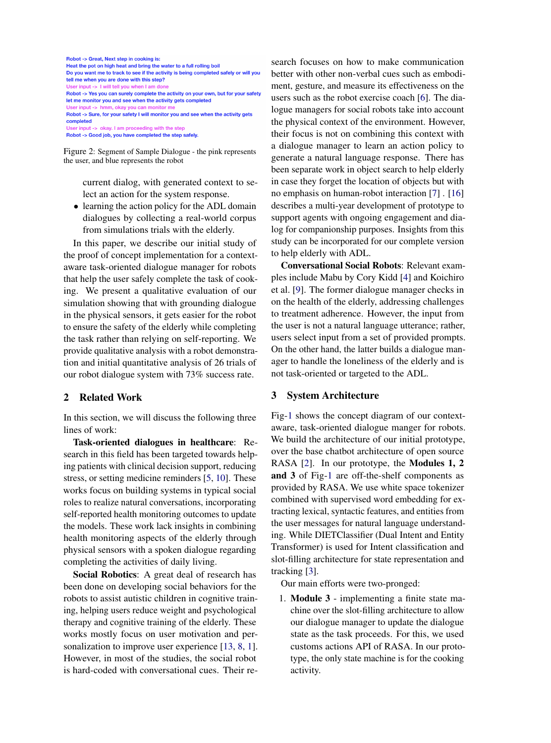Robot -> Great, Next step in cooking is:
Heat the pot on high heat and bring the water to a full rolling boil
Do you want me to track to see if the activity is being completed safely or will you tell me when you are done with this step?
User input -> I will tell you when I am done
Robot -> Yes you can surely complete the activity on your own, but for your safety let me monitor you and see when the activity gets completed
User input -> hmm, okay you can monitor me
Robot -> Sure, for your safety I will monitor you and see when the activity gets completed
User input -> okay. I am proceeding with the step
Robot -> Good job, you have completed the step safely.

Figure 2: Segment of Sample Dialogue - the pink represents the user, and blue represents the robot

current dialog, with generated context to select an action for the system response.

- learning the action policy for the ADL domain dialogues by collecting a real-world corpus from simulations trials with the elderly.

In this paper, we describe our initial study of the proof of concept implementation for a context-aware task-oriented dialogue manager for robots that help the user safely complete the task of cooking. We present a qualitative evaluation of our simulation showing that with grounding dialogue in the physical sensors, it gets easier for the robot to ensure the safety of the elderly while completing the task rather than relying on self-reporting. We provide qualitative analysis with a robot demonstration and initial quantitative analysis of 26 trials of our robot dialogue system with 73% success rate.

## 2 Related Work

In this section, we will discuss the following three lines of work:

**Task-oriented dialogues in healthcare**: Research in this field has been targeted towards helping patients with clinical decision support, reducing stress, or setting medicine reminders [5, 10]. These works focus on building systems in typical social roles to realize natural conversations, incorporating self-reported health monitoring outcomes to update the models. These work lack insights in combining health monitoring aspects of the elderly through physical sensors with a spoken dialogue regarding completing the activities of daily living.

**Social Robotics**: A great deal of research has been done on developing social behaviors for the robots to assist autistic children in cognitive training, helping users reduce weight and psychological therapy and cognitive training of the elderly. These works mostly focus on user motivation and personalization to improve user experience [13, 8, 1]. However, in most of the studies, the social robot is hard-coded with conversational cues. Their research focuses on how to make communication better with other non-verbal cues such as embodiment, gesture, and measure its effectiveness on the users such as the robot exercise coach [6]. The dialogue managers for social robots take into account the physical context of the environment. However, their focus is not on combining this context with a dialogue manager to learn an action policy to generate a natural language response. There has been separate work in object search to help elderly in case they forget the location of objects but with no emphasis on human-robot interaction [7] . [16] describes a multi-year development of prototype to support agents with ongoing engagement and dialog for companionship purposes. Insights from this study can be incorporated for our complete version to help elderly with ADL.

**Conversational Social Robots**: Relevant examples include Mabu by Cory Kidd [4] and Koichiro et al. [9]. The former dialogue manager checks in on the health of the elderly, addressing challenges to treatment adherence. However, the input from the user is not a natural language utterance; rather, users select input from a set of provided prompts. On the other hand, the latter builds a dialogue manager to handle the loneliness of the elderly and is not task-oriented or targeted to the ADL.

## 3 System Architecture

Fig-1 shows the concept diagram of our context-aware, task-oriented dialogue manger for robots. We build the architecture of our initial prototype, over the base chatbot architecture of open source RASA [2]. In our prototype, the **Modules 1, 2 and 3** of Fig-1 are off-the-shelf components as provided by RASA. We use white space tokenizer combined with supervised word embedding for extracting lexical, syntactic features, and entities from the user messages for natural language understanding. While DIETClassifier (Dual Intent and Entity Transformer) is used for Intent classification and slot-filling architecture for state representation and tracking [3].

Our main efforts were two-pronged:

1. **Module 3** - implementing a finite state machine over the slot-filling architecture to allow our dialogue manager to update the dialogue state as the task proceeds. For this, we used customs actions API of RASA. In our prototype, the only state machine is for the cooking activity.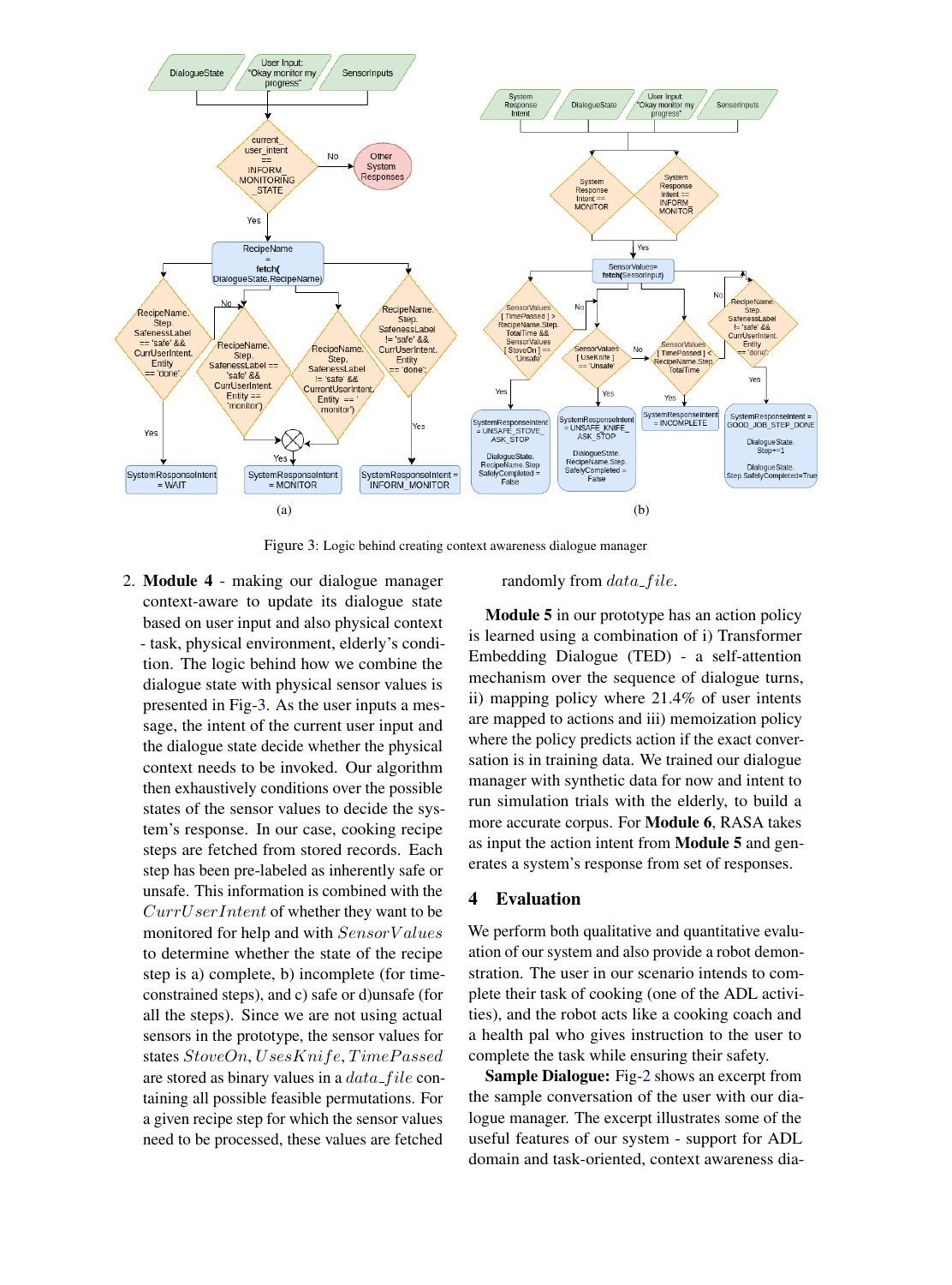(a) (b)

Figure 3: Logic behind creating context awareness dialogue manager

2. **Module 4** - making our dialogue manager context-aware to update its dialogue state based on user input and also physical context - task, physical environment, elderly's condition. The logic behind how we combine the dialogue state with physical sensor values is presented in Fig-3. As the user inputs a message, the intent of the current user input and the dialogue state decide whether the physical context needs to be invoked. Our algorithm then exhaustively conditions over the possible states of the sensor values to decide the system's response. In our case, cooking recipe steps are fetched from stored records. Each step has been pre-labeled as inherently safe or unsafe. This information is combined with the $CurrUserIntent$ of whether they want to be monitored for help and with $SensorValues$ to determine whether the state of the recipe step is a) complete, b) incomplete (for time-constrained steps), and c) safe or d)unsafe (for all the steps). Since we are not using actual sensors in the prototype, the sensor values for states $StoveOn, UsesKnife, TimePassed$ are stored as binary values in a $data\_file$ containing all possible feasible permutations. For a given recipe step for which the sensor values need to be processed, these values are fetched randomly from $data\_file$.

**Module 5** in our prototype has an action policy is learned using a combination of i) Transformer Embedding Dialogue (TED) - a self-attention mechanism over the sequence of dialogue turns, ii) mapping policy where 21.4% of user intents are mapped to actions and iii) memoization policy where the policy predicts action if the exact conversation is in training data. We trained our dialogue manager with synthetic data for now and intent to run simulation trials with the elderly, to build a more accurate corpus. For **Module 6**, RASA takes as input the action intent from **Module 5** and generates a system's response from set of responses.

## 4 Evaluation

We perform both qualitative and quantitative evaluation of our system and also provide a robot demonstration. The user in our scenario intends to complete their task of cooking (one of the ADL activities), and the robot acts like a cooking coach and a health pal who gives instruction to the user to complete the task while ensuring their safety.

**Sample Dialogue:** Fig-2 shows an excerpt from the sample conversation of the user with our dialogue manager. The excerpt illustrates some of the useful features of our system - support for ADL domain and task-oriented, context awareness dia-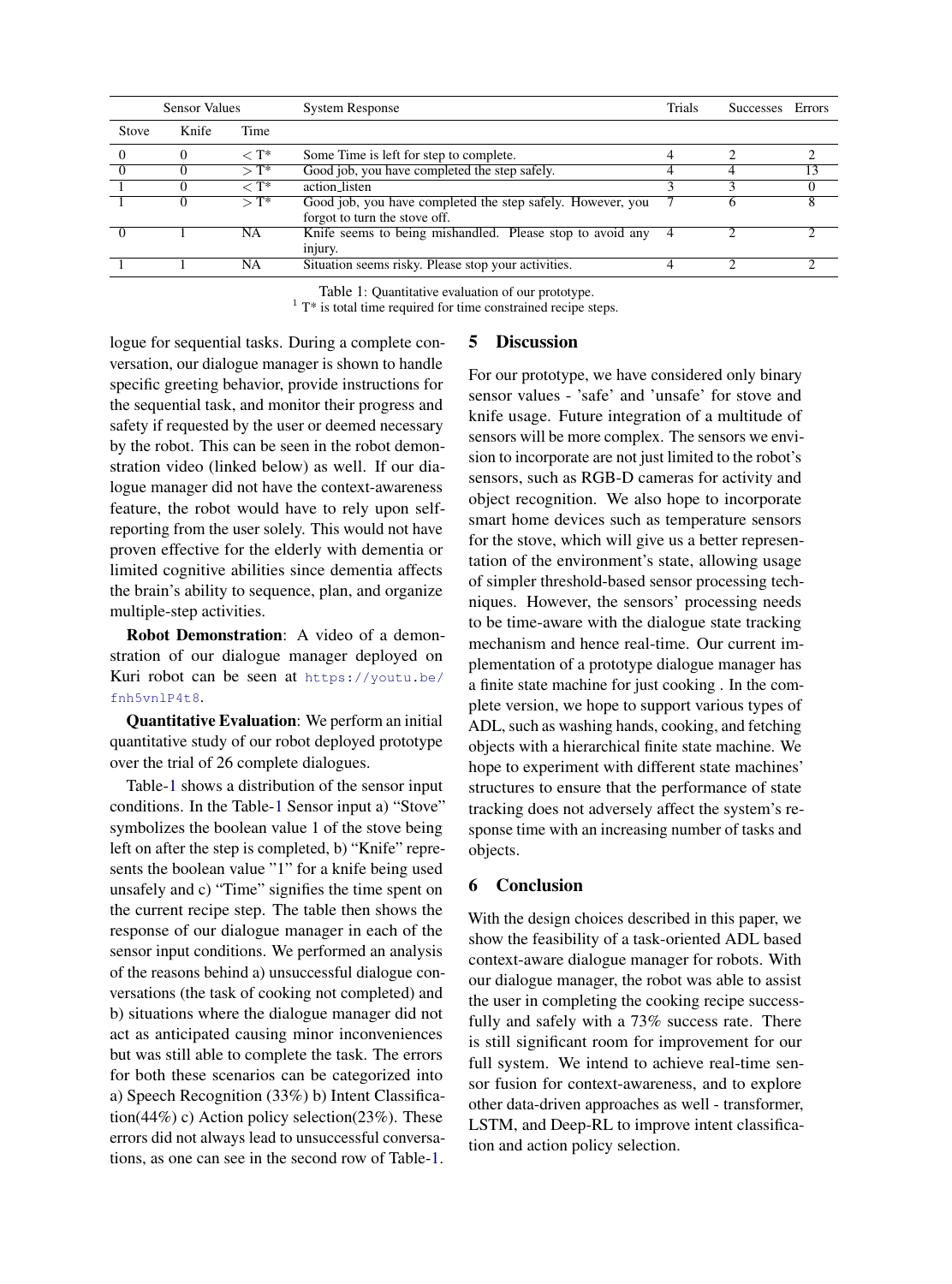| Sensor Values | | | System Response | Trials | Successes | Errors |
|---|---|---|---|---|---|---|
| Stove | Knife | Time | | | | |
| 0 | 0 | $< T^*$ | Some Time is left for step to complete. | 4 | 2 | 2 |
| 0 | 0 | $> T^*$ | Good job, you have completed the step safely. | 4 | 4 | 13 |
| 1 | 0 | $< T^*$ | action_listen | 3 | 3 | 0 |
| 1 | 0 | $> T^*$ | Good job, you have completed the step safely. However, you forgot to turn the stove off. | 7 | 6 | 8 |
| 0 | 1 | NA | Knife seems to being mishandled. Please stop to avoid any injury. | 4 | 2 | 2 |
| 1 | 1 | NA | Situation seems risky. Please stop your activities. | 4 | 2 | 2 |

Table 1: Quantitative evaluation of our prototype.
[1] T* is total time required for time constrained recipe steps.

logue for sequential tasks. During a complete conversation, our dialogue manager is shown to handle specific greeting behavior, provide instructions for the sequential task, and monitor their progress and safety if requested by the user or deemed necessary by the robot. This can be seen in the robot demonstration video (linked below) as well. If our dialogue manager did not have the context-awareness feature, the robot would have to rely upon self-reporting from the user solely. This would not have proven effective for the elderly with dementia or limited cognitive abilities since dementia affects the brain's ability to sequence, plan, and organize multiple-step activities.

**Robot Demonstration**: A video of a demonstration of our dialogue manager deployed on Kuri robot can be seen at https://youtu.be/fnh5vnlP4t8.

**Quantitative Evaluation**: We perform an initial quantitative study of our robot deployed prototype over the trial of 26 complete dialogues.

Table-1 shows a distribution of the sensor input conditions. In the Table-1 Sensor input a) "Stove" symbolizes the boolean value 1 of the stove being left on after the step is completed, b) "Knife" represents the boolean value "1" for a knife being used unsafely and c) "Time" signifies the time spent on the current recipe step. The table then shows the response of our dialogue manager in each of the sensor input conditions. We performed an analysis of the reasons behind a) unsuccessful dialogue conversations (the task of cooking not completed) and b) situations where the dialogue manager did not act as anticipated causing minor inconveniences but was still able to complete the task. The errors for both these scenarios can be categorized into a) Speech Recognition (33%) b) Intent Classification(44%) c) Action policy selection(23%). These errors did not always lead to unsuccessful conversations, as one can see in the second row of Table-1.

## 5 Discussion

For our prototype, we have considered only binary sensor values - 'safe' and 'unsafe' for stove and knife usage. Future integration of a multitude of sensors will be more complex. The sensors we envision to incorporate are not just limited to the robot's sensors, such as RGB-D cameras for activity and object recognition. We also hope to incorporate smart home devices such as temperature sensors for the stove, which will give us a better representation of the environment's state, allowing usage of simpler threshold-based sensor processing techniques. However, the sensors' processing needs to be time-aware with the dialogue state tracking mechanism and hence real-time. Our current implementation of a prototype dialogue manager has a finite state machine for just cooking . In the complete version, we hope to support various types of ADL, such as washing hands, cooking, and fetching objects with a hierarchical finite state machine. We hope to experiment with different state machines' structures to ensure that the performance of state tracking does not adversely affect the system's response time with an increasing number of tasks and objects.

## 6 Conclusion

With the design choices described in this paper, we show the feasibility of a task-oriented ADL based context-aware dialogue manager for robots. With our dialogue manager, the robot was able to assist the user in completing the cooking recipe successfully and safely with a 73% success rate. There is still significant room for improvement for our full system. We intend to achieve real-time sensor fusion for context-awareness, and to explore other data-driven approaches as well - transformer, LSTM, and Deep-RL to improve intent classification and action policy selection.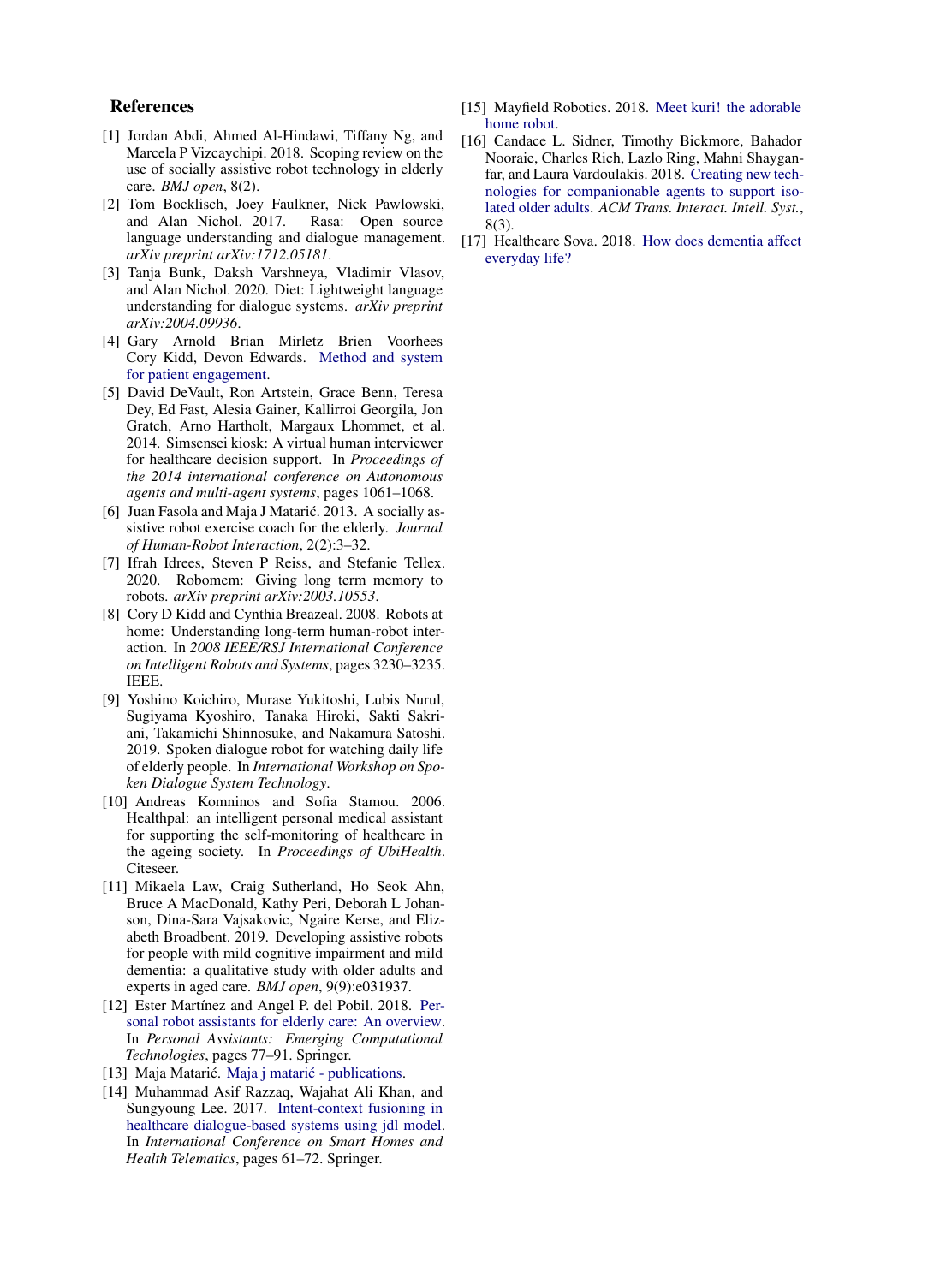## References

[1] Jordan Abdi, Ahmed Al-Hindawi, Tiffany Ng, and Marcela P Vizcaychipi. 2018. Scoping review on the use of socially assistive robot technology in elderly care. *BMJ open*, 8(2).

[2] Tom Bocklisch, Joey Faulkner, Nick Pawlowski, and Alan Nichol. 2017. Rasa: Open source language understanding and dialogue management. *arXiv preprint arXiv:1712.05181*.

[3] Tanja Bunk, Daksh Varshneya, Vladimir Vlasov, and Alan Nichol. 2020. Diet: Lightweight language understanding for dialogue systems. *arXiv preprint arXiv:2004.09936*.

[4] Gary Arnold Brian Mirletz Brien Voorhees Cory Kidd, Devon Edwards. Method and system for patient engagement.

[5] David DeVault, Ron Artstein, Grace Benn, Teresa Dey, Ed Fast, Alesia Gainer, Kallirroi Georgila, Jon Gratch, Arno Hartholt, Margaux Lhommet, et al. 2014. Simsensei kiosk: A virtual human interviewer for healthcare decision support. In *Proceedings of the 2014 international conference on Autonomous agents and multi-agent systems*, pages 1061–1068.

[6] Juan Fasola and Maja J Matarić. 2013. A socially assistive robot exercise coach for the elderly. *Journal of Human-Robot Interaction*, 2(2):3–32.

[7] Ifrah Idrees, Steven P Reiss, and Stefanie Tellex. 2020. Robomem: Giving long term memory to robots. *arXiv preprint arXiv:2003.10553*.

[8] Cory D Kidd and Cynthia Breazeal. 2008. Robots at home: Understanding long-term human-robot interaction. In *2008 IEEE/RSJ International Conference on Intelligent Robots and Systems*, pages 3230–3235. IEEE.

[9] Yoshino Koichiro, Murase Yukitoshi, Lubis Nurul, Sugiyama Kyoshiro, Tanaka Hiroki, Sakti Sakriani, Takamichi Shinnosuke, and Nakamura Satoshi. 2019. Spoken dialogue robot for watching daily life of elderly people. In *International Workshop on Spoken Dialogue System Technology*.

[10] Andreas Komninos and Sofia Stamou. 2006. Healthpal: an intelligent personal medical assistant for supporting the self-monitoring of healthcare in the ageing society. In *Proceedings of UbiHealth*. Citeseer.

[11] Mikaela Law, Craig Sutherland, Ho Seok Ahn, Bruce A MacDonald, Kathy Peri, Deborah L Johanson, Dina-Sara Vajsakovic, Ngaire Kerse, and Elizabeth Broadbent. 2019. Developing assistive robots for people with mild cognitive impairment and mild dementia: a qualitative study with older adults and experts in aged care. *BMJ open*, 9(9):e031937.

[12] Ester Martínez and Angel P. del Pobil. 2018. Personal robot assistants for elderly care: An overview. In *Personal Assistants: Emerging Computational Technologies*, pages 77–91. Springer.

[13] Maja Matarić. Maja j matarić - publications.

[14] Muhammad Asif Razzaq, Wajahat Ali Khan, and Sungyoung Lee. 2017. Intent-context fusioning in healthcare dialogue-based systems using jdl model. In *International Conference on Smart Homes and Health Telematics*, pages 61–72. Springer.

[15] Mayfield Robotics. 2018. Meet kuri! the adorable home robot.

[16] Candace L. Sidner, Timothy Bickmore, Bahador Nooraie, Charles Rich, Lazlo Ring, Mahni Shayganfar, and Laura Vardoulakis. 2018. Creating new technologies for companionable agents to support isolated older adults. *ACM Trans. Interact. Intell. Syst.*, 8(3).

[17] Healthcare Sova. 2018. How does dementia affect everyday life?